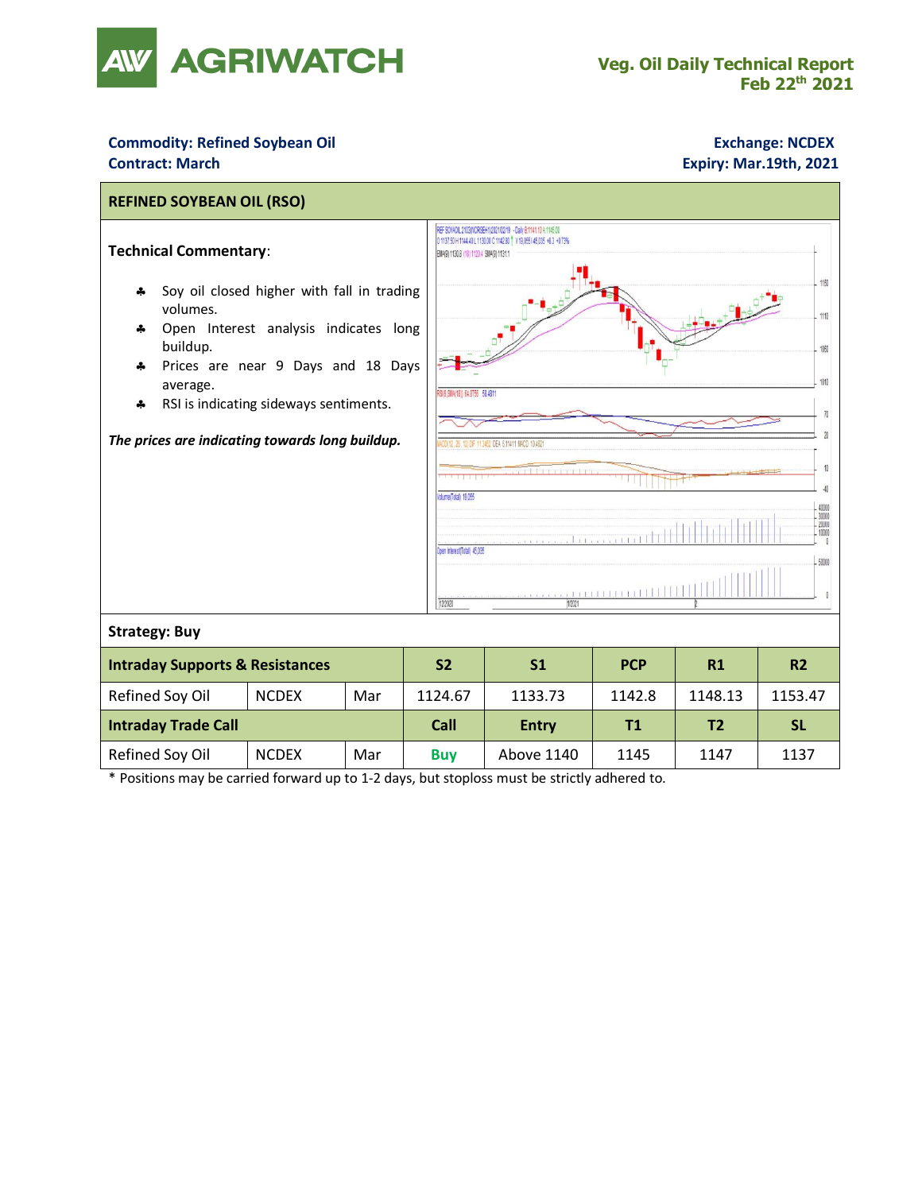# AGRIWATCH

**Veg. Oil Daily Technical Report**
**Feb 22nd 2021**

**Commodity: Refined Soybean Oil**
**Contract: March**

**Exchange: NCDEX**
**Expiry: Mar.19th, 2021**

## REFINED SOYBEAN OIL (RSO)

**Technical Commentary**:

- Soy oil closed higher with fall in trading volumes.
- Open Interest analysis indicates long buildup.
- Prices are near 9 Days and 18 Days average.
- RSI is indicating sideways sentiments.

*The prices are indicating towards long buildup.*

**Strategy: Buy**

| Intraday Supports & Resistances | | | S2 | S1 | PCP | R1 | R2 |
|---|---|---|---|---|---|---|---|
| Refined Soy Oil | NCDEX | Mar | 1124.67 | 1133.73 | 1142.8 | 1148.13 | 1153.47 |
| **Intraday Trade Call** | | | **Call** | **Entry** | **T1** | **T2** | **SL** |
| Refined Soy Oil | NCDEX | Mar | Buy | Above 1140 | 1145 | 1147 | 1137 |

\* Positions may be carried forward up to 1-2 days, but stoploss must be strictly adhered to.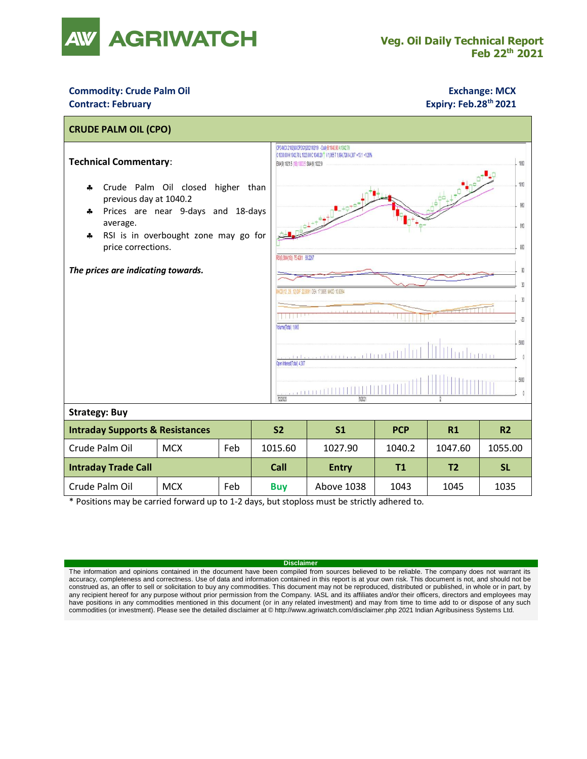# Veg. Oil Daily Technical Report
## Feb 22th 2021

**Commodity: Crude Palm Oil**
**Contract: February**

**Exchange: MCX**
**Expiry: Feb.28th 2021**

## CRUDE PALM OIL (CPO)

**Technical Commentary**:

- Crude Palm Oil closed higher than previous day at 1040.2
- Prices are near 9-days and 18-days average.
- RSI is in overbought zone may go for price corrections.

*The prices are indicating towards.*

**Strategy: Buy**

| Intraday Supports & Resistances | | | S2 | S1 | PCP | R1 | R2 |
|---|---|---|---|---|---|---|---|
| Crude Palm Oil | MCX | Feb | 1015.60 | 1027.90 | 1040.2 | 1047.60 | 1055.00 |
| **Intraday Trade Call** | | | **Call** | **Entry** | **T1** | **T2** | **SL** |
| Crude Palm Oil | MCX | Feb | **Buy** | Above 1038 | 1043 | 1045 | 1035 |

* Positions may be carried forward up to 1-2 days, but stoploss must be strictly adhered to.

**Disclaimer**

The information and opinions contained in the document have been compiled from sources believed to be reliable. The company does not warrant its accuracy, completeness and correctness. Use of data and information contained in this report is at your own risk. This document is not, and should not be construed as, an offer to sell or solicitation to buy any commodities. This document may not be reproduced, distributed or published, in whole or in part, by any recipient hereof for any purpose without prior permission from the Company. IASL and its affiliates and/or their officers, directors and employees may have positions in any commodities mentioned in this document (or in any related investment) and may from time to time add to or dispose of any such commodities (or investment). Please see the detailed disclaimer at © http://www.agriwatch.com/disclaimer.php 2021 Indian Agribusiness Systems Ltd.